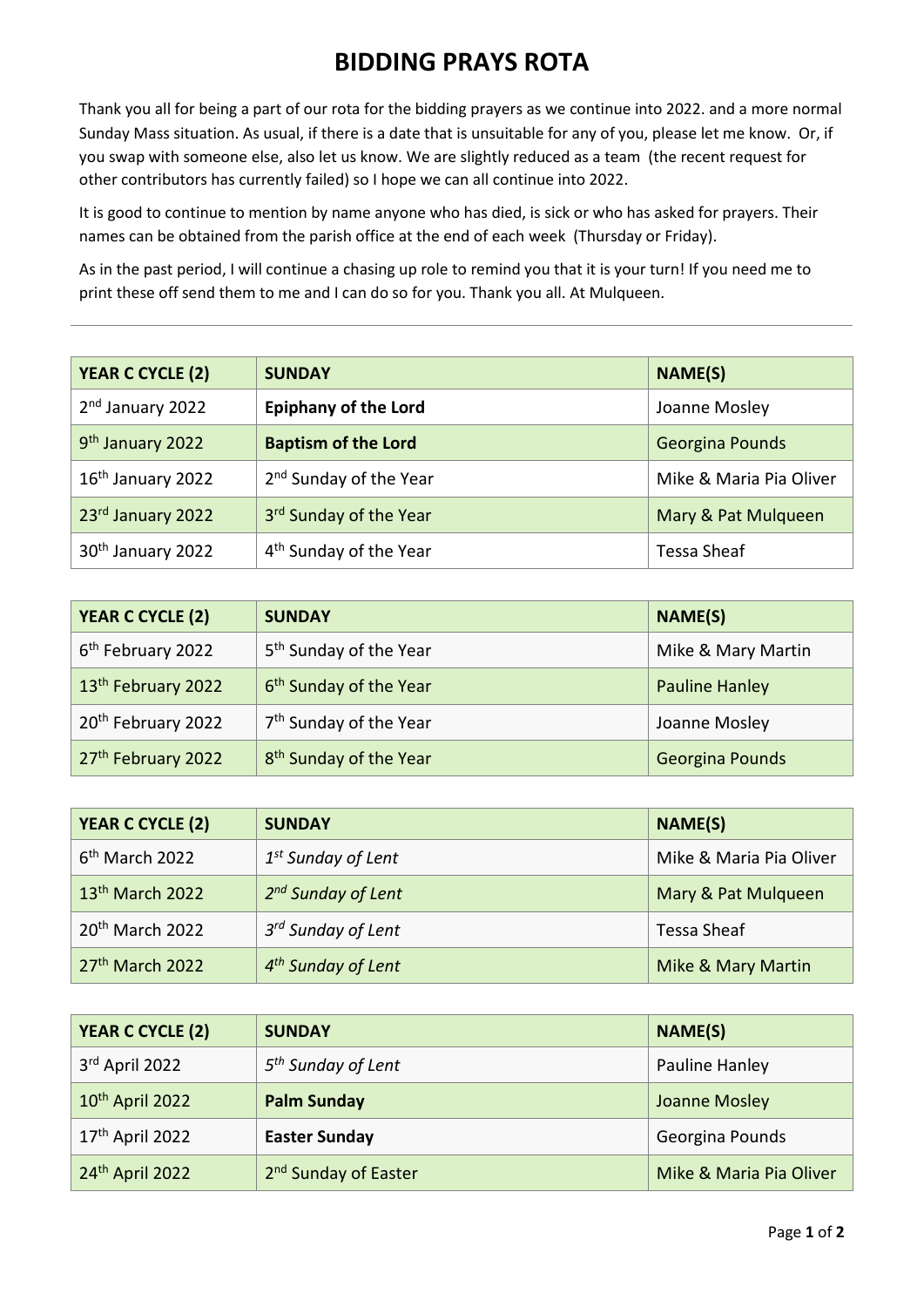# BIDDING PRAYS ROTA

Thank you all for being a part of our rota for the bidding prayers as we continue into 2022. and a more normal Sunday Mass situation. As usual, if there is a date that is unsuitable for any of you, please let me know. Or, if you swap with someone else, also let us know. We are slightly reduced as a team (the recent request for other contributors has currently failed) so I hope we can all continue into 2022.

It is good to continue to mention by name anyone who has died, is sick or who has asked for prayers. Their names can be obtained from the parish office at the end of each week (Thursday or Friday).

As in the past period, I will continue a chasing up role to remind you that it is your turn! If you need me to print these off send them to me and I can do so for you. Thank you all. At Mulqueen.

---

| YEAR C CYCLE (2) | SUNDAY | NAME(S) |
|---|---|---|
| 2nd January 2022 | **Epiphany of the Lord** | Joanne Mosley |
| 9th January 2022 | **Baptism of the Lord** | Georgina Pounds |
| 16th January 2022 | 2nd Sunday of the Year | Mike & Maria Pia Oliver |
| 23rd January 2022 | 3rd Sunday of the Year | Mary & Pat Mulqueen |
| 30th January 2022 | 4th Sunday of the Year | Tessa Sheaf |

| YEAR C CYCLE (2) | SUNDAY | NAME(S) |
|---|---|---|
| 6th February 2022 | 5th Sunday of the Year | Mike & Mary Martin |
| 13th February 2022 | 6th Sunday of the Year | Pauline Hanley |
| 20th February 2022 | 7th Sunday of the Year | Joanne Mosley |
| 27th February 2022 | 8th Sunday of the Year | Georgina Pounds |

| YEAR C CYCLE (2) | SUNDAY | NAME(S) |
|---|---|---|
| 6th March 2022 | *1st Sunday of Lent* | Mike & Maria Pia Oliver |
| 13th March 2022 | *2nd Sunday of Lent* | Mary & Pat Mulqueen |
| 20th March 2022 | *3rd Sunday of Lent* | Tessa Sheaf |
| 27th March 2022 | *4th Sunday of Lent* | Mike & Mary Martin |

| YEAR C CYCLE (2) | SUNDAY | NAME(S) |
|---|---|---|
| 3rd April 2022 | *5th Sunday of Lent* | Pauline Hanley |
| 10th April 2022 | **Palm Sunday** | Joanne Mosley |
| 17th April 2022 | **Easter Sunday** | Georgina Pounds |
| 24th April 2022 | 2nd Sunday of Easter | Mike & Maria Pia Oliver |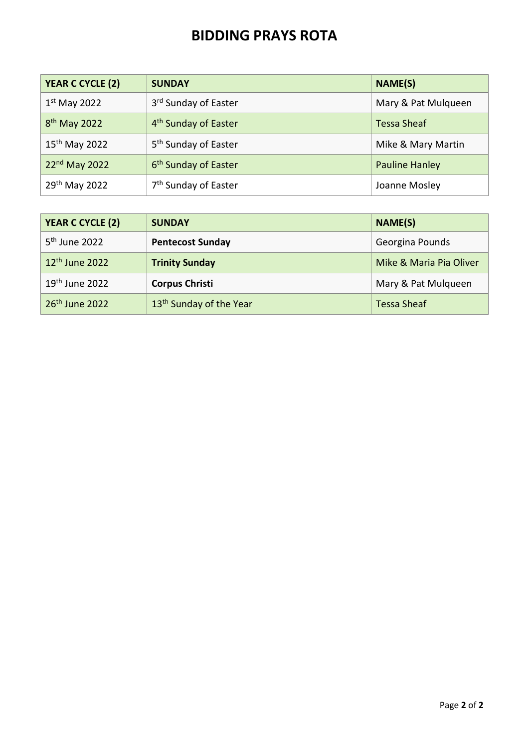# BIDDING PRAYS ROTA

| YEAR C CYCLE (2) | SUNDAY | NAME(S) |
|---|---|---|
| 1st May 2022 | 3rd Sunday of Easter | Mary & Pat Mulqueen |
| 8th May 2022 | 4th Sunday of Easter | Tessa Sheaf |
| 15th May 2022 | 5th Sunday of Easter | Mike & Mary Martin |
| 22nd May 2022 | 6th Sunday of Easter | Pauline Hanley |
| 29th May 2022 | 7th Sunday of Easter | Joanne Mosley |

| YEAR C CYCLE (2) | SUNDAY | NAME(S) |
|---|---|---|
| 5th June 2022 | **Pentecost Sunday** | Georgina Pounds |
| 12th June 2022 | **Trinity Sunday** | Mike & Maria Pia Oliver |
| 19th June 2022 | **Corpus Christi** | Mary & Pat Mulqueen |
| 26th June 2022 | 13th Sunday of the Year | Tessa Sheaf |